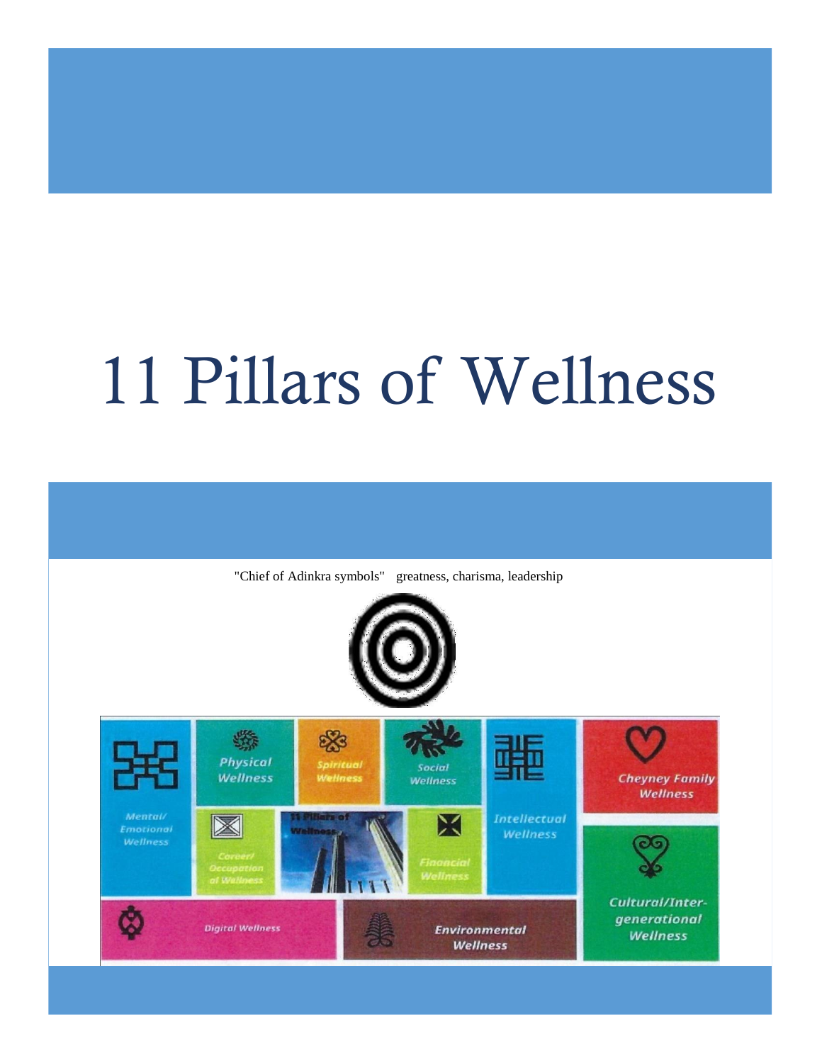# 11 Pillars of Wellness

"Chief of Adinkra symbols" greatness, charisma, leadership

Physical Wellness

Spiritual Wellness

Social Wellness

Cheyney Family Wellness

Mental/ Emotional Wellness

Career/ Occupation al Wellness

11 Pillars of Wellness

Financial Wellness

Intellectual Wellness

Cultural/Inter-generational Wellness

Digital Wellness

Environmental Wellness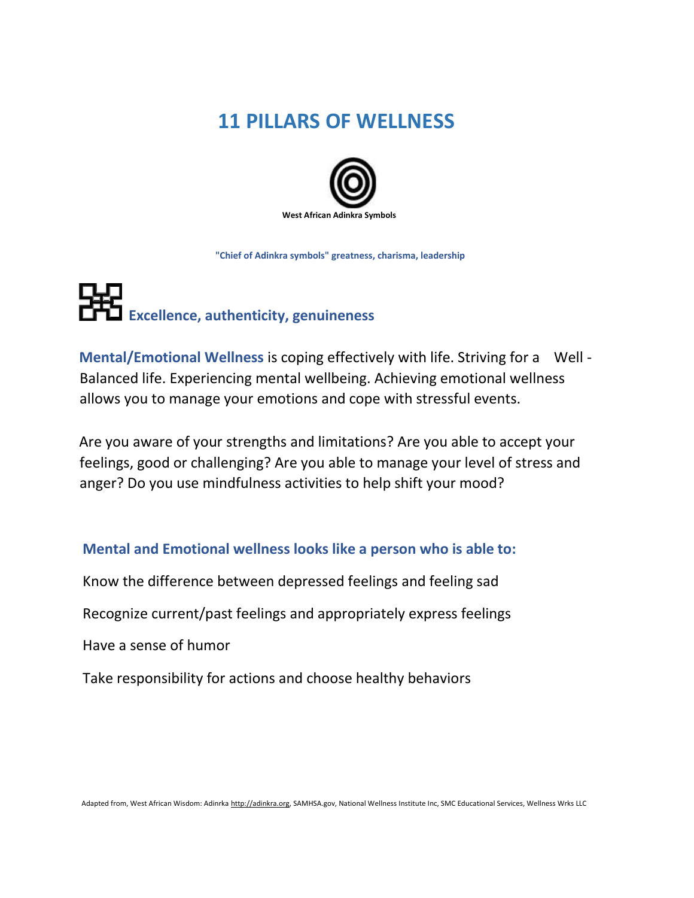# 11 PILLARS OF WELLNESS

**West African Adinkra Symbols**

**"Chief of Adinkra symbols" greatness, charisma, leadership**

## Excellence, authenticity, genuineness

**Mental/Emotional Wellness** is coping effectively with life. Striving for a Well - Balanced life. Experiencing mental wellbeing. Achieving emotional wellness allows you to manage your emotions and cope with stressful events.

Are you aware of your strengths and limitations? Are you able to accept your feelings, good or challenging? Are you able to manage your level of stress and anger? Do you use mindfulness activities to help shift your mood?

### Mental and Emotional wellness looks like a person who is able to:

Know the difference between depressed feelings and feeling sad

Recognize current/past feelings and appropriately express feelings

Have a sense of humor

Take responsibility for actions and choose healthy behaviors

Adapted from, West African Wisdom: Adinrka http://adinkra.org, SAMHSA.gov, National Wellness Institute Inc, SMC Educational Services, Wellness Wrks LLC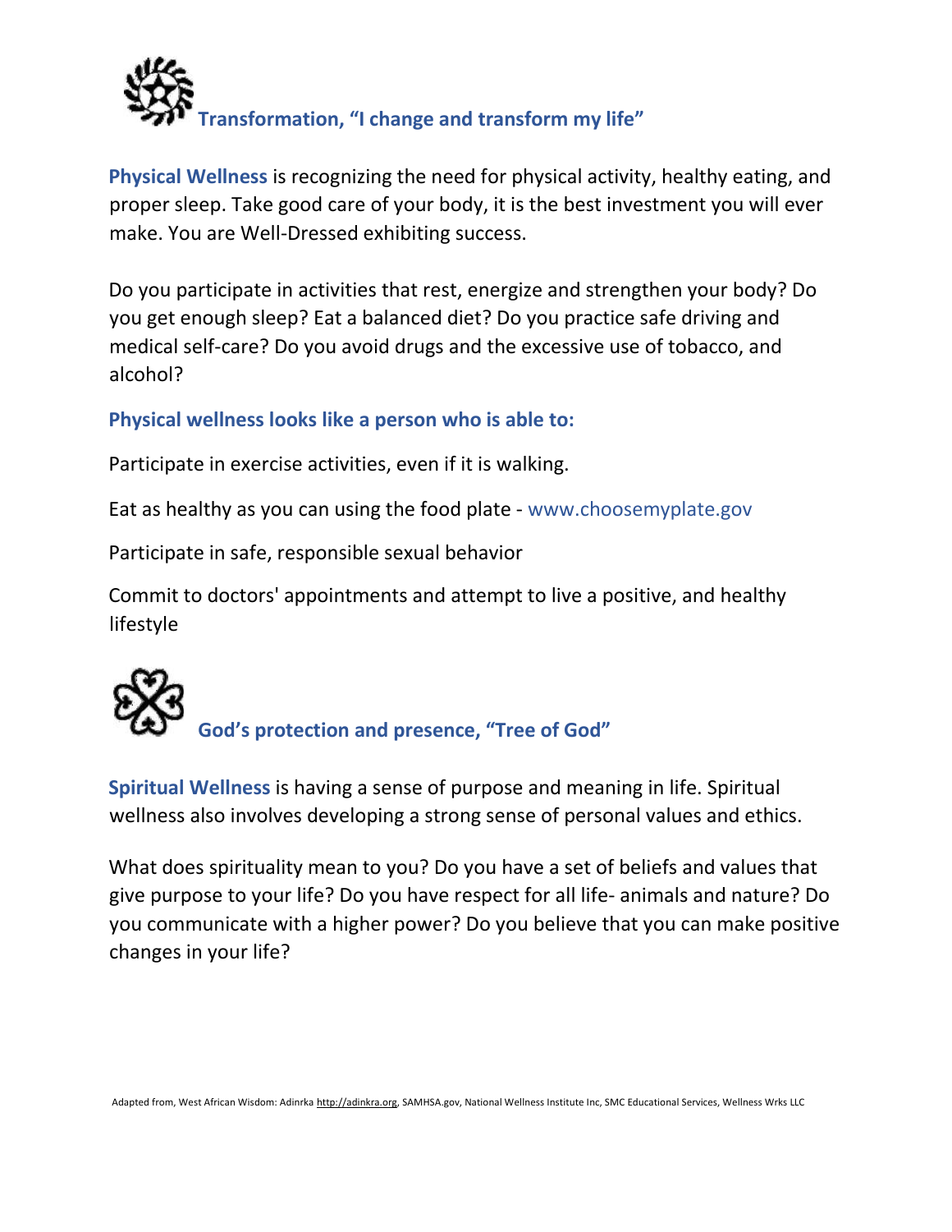## Transformation, "I change and transform my life"

**Physical Wellness** is recognizing the need for physical activity, healthy eating, and proper sleep. Take good care of your body, it is the best investment you will ever make. You are Well-Dressed exhibiting success.

Do you participate in activities that rest, energize and strengthen your body? Do you get enough sleep? Eat a balanced diet? Do you practice safe driving and medical self-care? Do you avoid drugs and the excessive use of tobacco, and alcohol?

### Physical wellness looks like a person who is able to:

Participate in exercise activities, even if it is walking.

Eat as healthy as you can using the food plate - www.choosemyplate.gov

Participate in safe, responsible sexual behavior

Commit to doctors' appointments and attempt to live a positive, and healthy lifestyle

## God's protection and presence, "Tree of God"

**Spiritual Wellness** is having a sense of purpose and meaning in life. Spiritual wellness also involves developing a strong sense of personal values and ethics.

What does spirituality mean to you? Do you have a set of beliefs and values that give purpose to your life? Do you have respect for all life- animals and nature? Do you communicate with a higher power? Do you believe that you can make positive changes in your life?

Adapted from, West African Wisdom: Adinrka http://adinkra.org, SAMHSA.gov, National Wellness Institute Inc, SMC Educational Services, Wellness Wrks LLC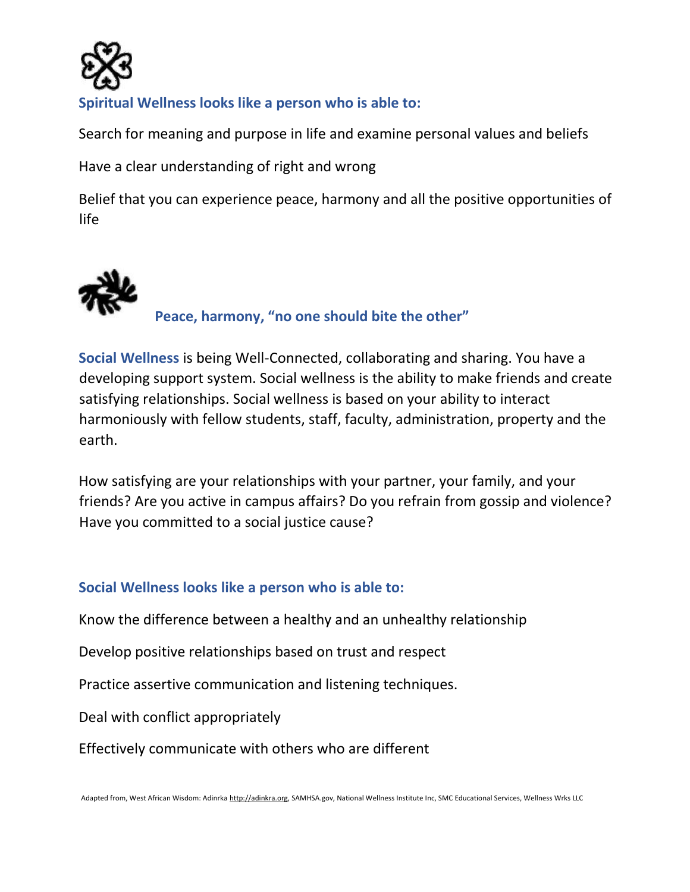### Spiritual Wellness looks like a person who is able to:

Search for meaning and purpose in life and examine personal values and beliefs

Have a clear understanding of right and wrong

Belief that you can experience peace, harmony and all the positive opportunities of life

### Peace, harmony, "no one should bite the other"

**Social Wellness** is being Well-Connected, collaborating and sharing. You have a developing support system. Social wellness is the ability to make friends and create satisfying relationships. Social wellness is based on your ability to interact harmoniously with fellow students, staff, faculty, administration, property and the earth.

How satisfying are your relationships with your partner, your family, and your friends? Are you active in campus affairs? Do you refrain from gossip and violence? Have you committed to a social justice cause?

### Social Wellness looks like a person who is able to:

Know the difference between a healthy and an unhealthy relationship

Develop positive relationships based on trust and respect

Practice assertive communication and listening techniques.

Deal with conflict appropriately

Effectively communicate with others who are different

Adapted from, West African Wisdom: Adinrka http://adinkra.org, SAMHSA.gov, National Wellness Institute Inc, SMC Educational Services, Wellness Wrks LLC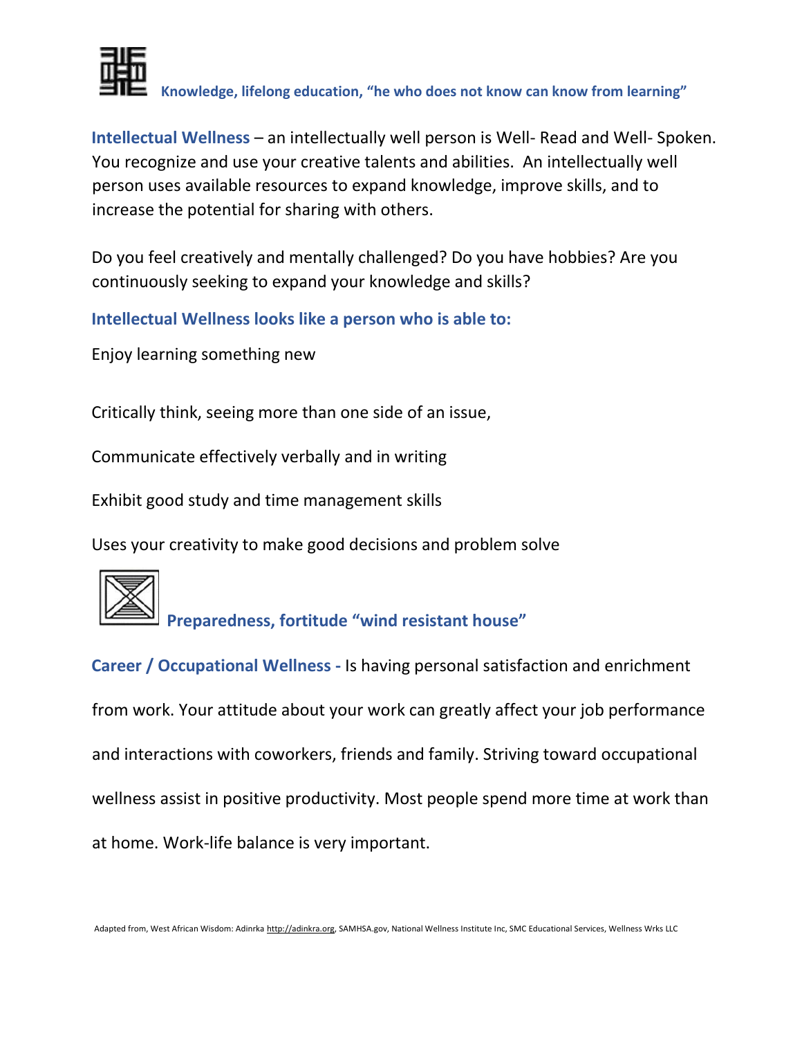**Knowledge, lifelong education, "he who does not know can know from learning"**

**Intellectual Wellness** – an intellectually well person is Well- Read and Well- Spoken. You recognize and use your creative talents and abilities. An intellectually well person uses available resources to expand knowledge, improve skills, and to increase the potential for sharing with others.

Do you feel creatively and mentally challenged? Do you have hobbies? Are you continuously seeking to expand your knowledge and skills?

**Intellectual Wellness looks like a person who is able to:**

Enjoy learning something new

Critically think, seeing more than one side of an issue,

Communicate effectively verbally and in writing

Exhibit good study and time management skills

Uses your creativity to make good decisions and problem solve

**Preparedness, fortitude "wind resistant house"**

**Career / Occupational Wellness -** Is having personal satisfaction and enrichment from work. Your attitude about your work can greatly affect your job performance and interactions with coworkers, friends and family. Striving toward occupational wellness assist in positive productivity. Most people spend more time at work than at home. Work-life balance is very important.

Adapted from, West African Wisdom: Adinrka http://adinkra.org, SAMHSA.gov, National Wellness Institute Inc, SMC Educational Services, Wellness Wrks LLC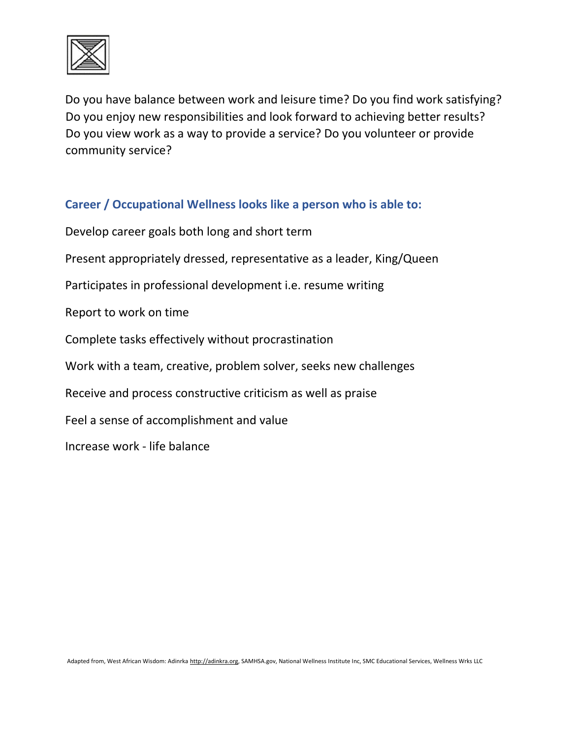Do you have balance between work and leisure time? Do you find work satisfying? Do you enjoy new responsibilities and look forward to achieving better results? Do you view work as a way to provide a service? Do you volunteer or provide community service?

## Career / Occupational Wellness looks like a person who is able to:

Develop career goals both long and short term

Present appropriately dressed, representative as a leader, King/Queen

Participates in professional development i.e. resume writing

Report to work on time

Complete tasks effectively without procrastination

Work with a team, creative, problem solver, seeks new challenges

Receive and process constructive criticism as well as praise

Feel a sense of accomplishment and value

Increase work - life balance

Adapted from, West African Wisdom: Adinrka http://adinkra.org, SAMHSA.gov, National Wellness Institute Inc, SMC Educational Services, Wellness Wrks LLC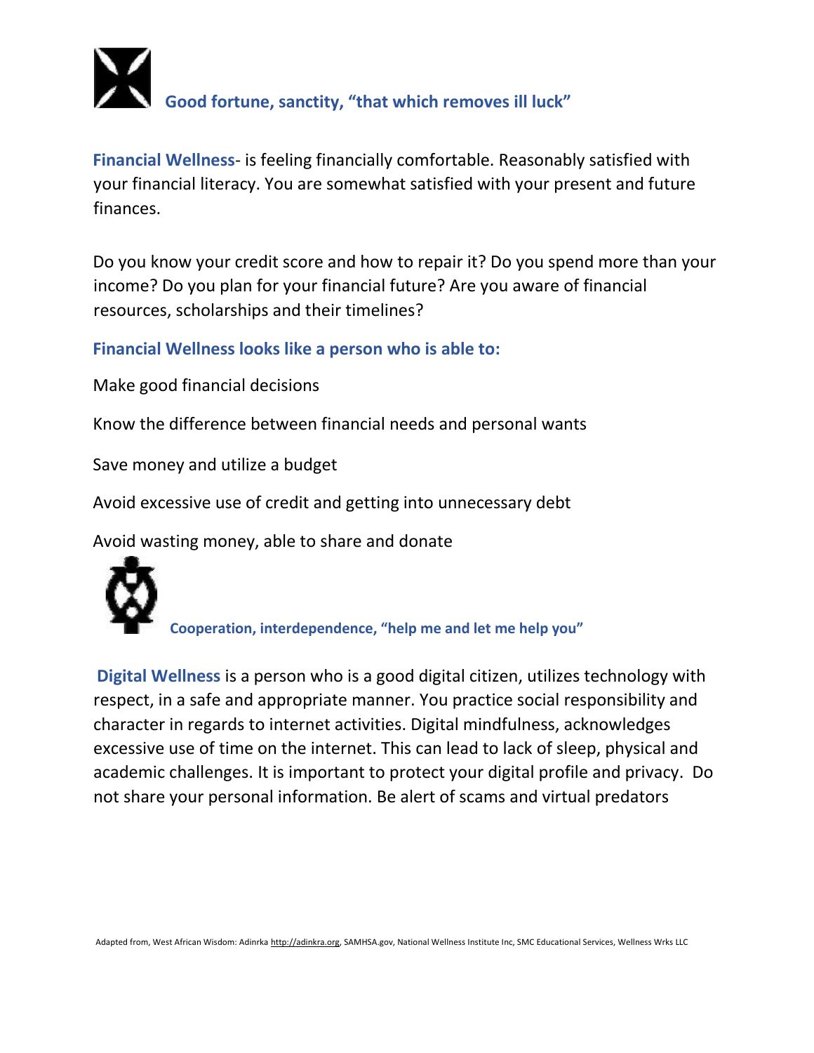**Good fortune, sanctity, "that which removes ill luck"**

**Financial Wellness**- is feeling financially comfortable. Reasonably satisfied with your financial literacy. You are somewhat satisfied with your present and future finances.

Do you know your credit score and how to repair it? Do you spend more than your income? Do you plan for your financial future? Are you aware of financial resources, scholarships and their timelines?

**Financial Wellness looks like a person who is able to:**

Make good financial decisions

Know the difference between financial needs and personal wants

Save money and utilize a budget

Avoid excessive use of credit and getting into unnecessary debt

Avoid wasting money, able to share and donate

**Cooperation, interdependence, "help me and let me help you"**

**Digital Wellness** is a person who is a good digital citizen, utilizes technology with respect, in a safe and appropriate manner. You practice social responsibility and character in regards to internet activities. Digital mindfulness, acknowledges excessive use of time on the internet. This can lead to lack of sleep, physical and academic challenges. It is important to protect your digital profile and privacy. Do not share your personal information. Be alert of scams and virtual predators

Adapted from, West African Wisdom: Adinrka http://adinkra.org, SAMHSA.gov, National Wellness Institute Inc, SMC Educational Services, Wellness Wrks LLC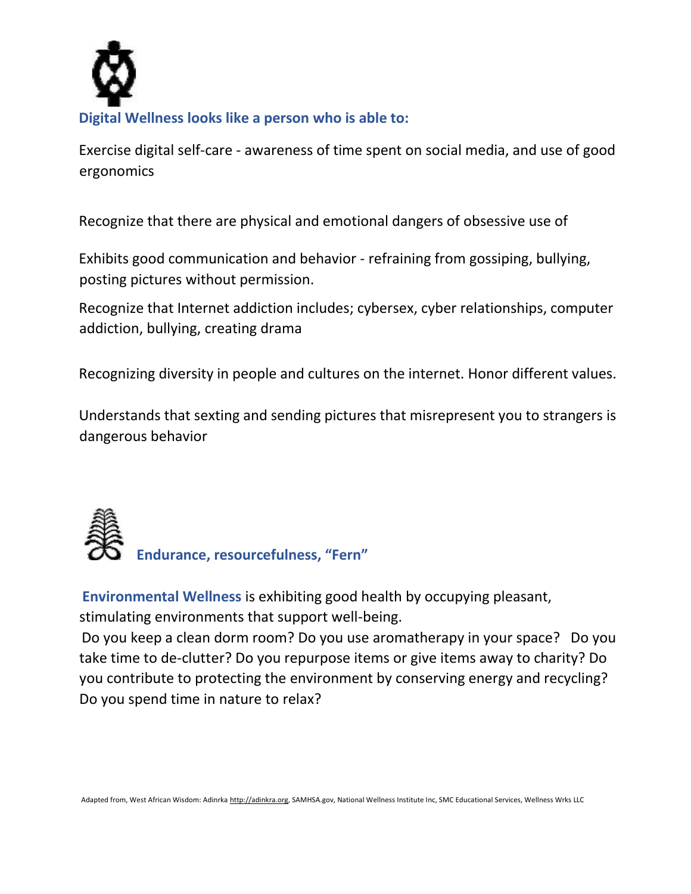**Digital Wellness looks like a person who is able to:**

Exercise digital self-care - awareness of time spent on social media, and use of good ergonomics

Recognize that there are physical and emotional dangers of obsessive use of

Exhibits good communication and behavior - refraining from gossiping, bullying, posting pictures without permission.

Recognize that Internet addiction includes; cybersex, cyber relationships, computer addiction, bullying, creating drama

Recognizing diversity in people and cultures on the internet. Honor different values.

Understands that sexting and sending pictures that misrepresent you to strangers is dangerous behavior

**Endurance, resourcefulness, "Fern"**

**Environmental Wellness** is exhibiting good health by occupying pleasant, stimulating environments that support well-being.

Do you keep a clean dorm room? Do you use aromatherapy in your space? Do you take time to de-clutter? Do you repurpose items or give items away to charity? Do you contribute to protecting the environment by conserving energy and recycling? Do you spend time in nature to relax?

Adapted from, West African Wisdom: Adinrka http://adinkra.org, SAMHSA.gov, National Wellness Institute Inc, SMC Educational Services, Wellness Wrks LLC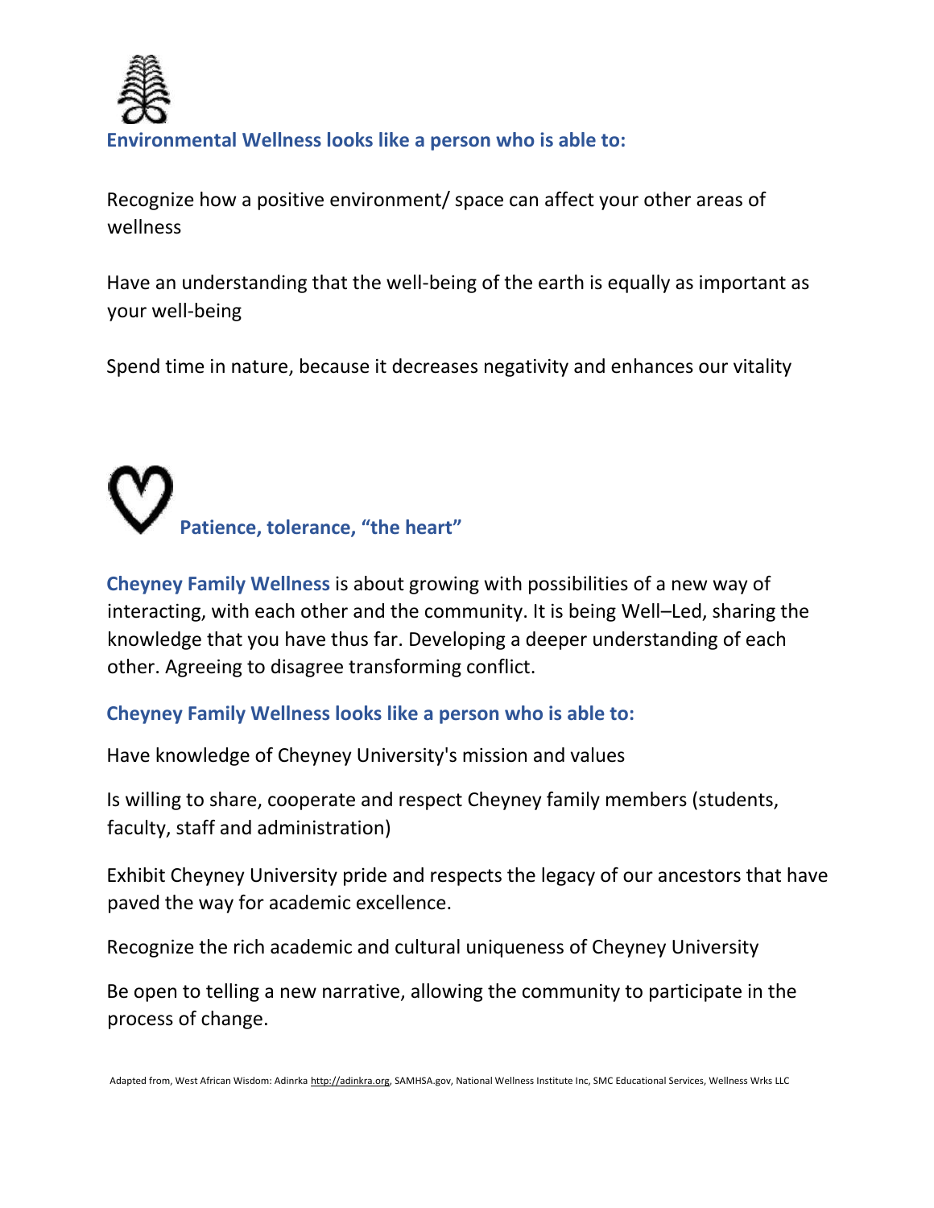**Environmental Wellness looks like a person who is able to:**

Recognize how a positive environment/ space can affect your other areas of wellness

Have an understanding that the well-being of the earth is equally as important as your well-being

Spend time in nature, because it decreases negativity and enhances our vitality

**Patience, tolerance, "the heart"**

**Cheyney Family Wellness** is about growing with possibilities of a new way of interacting, with each other and the community. It is being Well–Led, sharing the knowledge that you have thus far. Developing a deeper understanding of each other. Agreeing to disagree transforming conflict.

**Cheyney Family Wellness looks like a person who is able to:**

Have knowledge of Cheyney University's mission and values

Is willing to share, cooperate and respect Cheyney family members (students, faculty, staff and administration)

Exhibit Cheyney University pride and respects the legacy of our ancestors that have paved the way for academic excellence.

Recognize the rich academic and cultural uniqueness of Cheyney University

Be open to telling a new narrative, allowing the community to participate in the process of change.

Adapted from, West African Wisdom: Adinrka http://adinkra.org, SAMHSA.gov, National Wellness Institute Inc, SMC Educational Services, Wellness Wrks LLC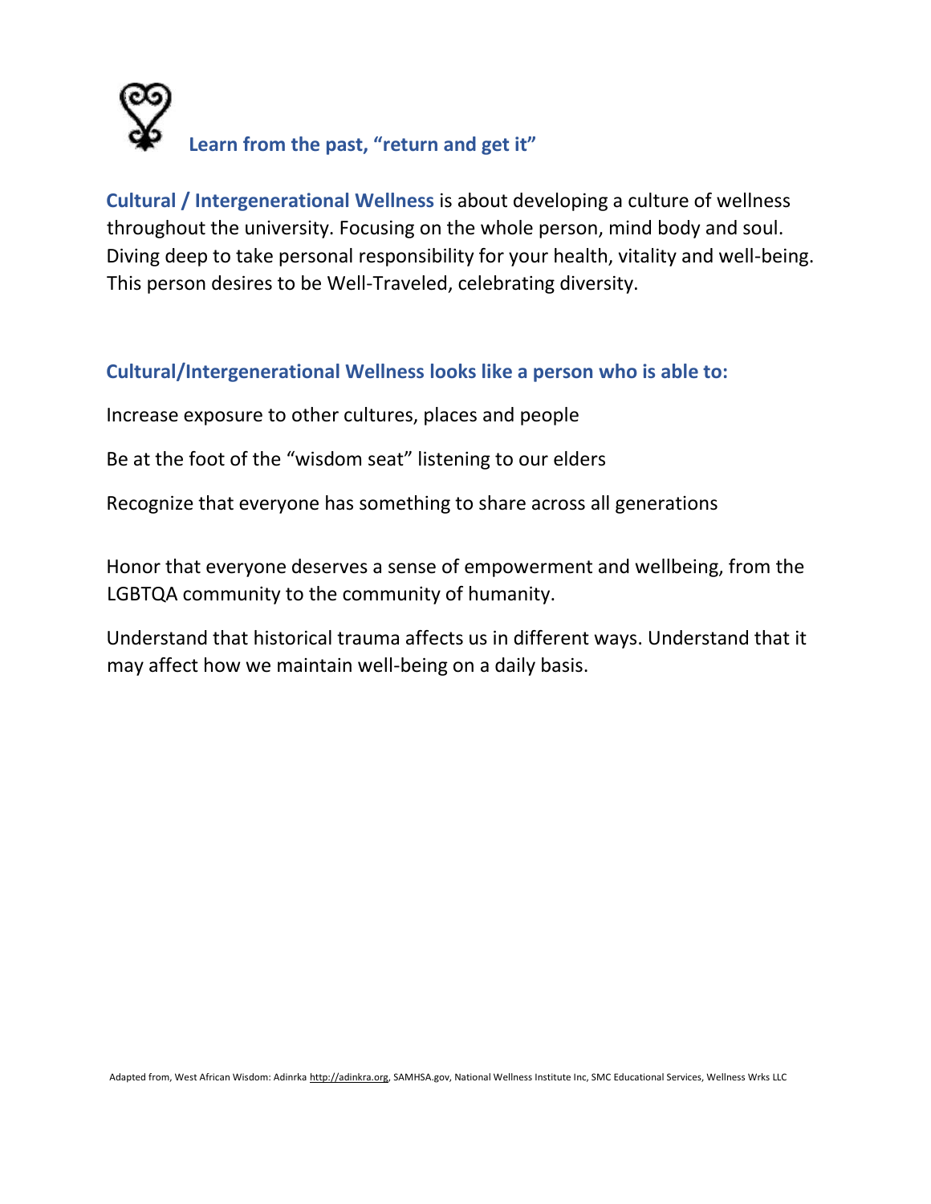## Learn from the past, “return and get it”

**Cultural / Intergenerational Wellness** is about developing a culture of wellness throughout the university. Focusing on the whole person, mind body and soul. Diving deep to take personal responsibility for your health, vitality and well-being. This person desires to be Well-Traveled, celebrating diversity.

### Cultural/Intergenerational Wellness looks like a person who is able to:

Increase exposure to other cultures, places and people

Be at the foot of the “wisdom seat” listening to our elders

Recognize that everyone has something to share across all generations

Honor that everyone deserves a sense of empowerment and wellbeing, from the LGBTQA community to the community of humanity.

Understand that historical trauma affects us in different ways. Understand that it may affect how we maintain well-being on a daily basis.

Adapted from, West African Wisdom: Adinrka http://adinkra.org, SAMHSA.gov, National Wellness Institute Inc, SMC Educational Services, Wellness Wrks LLC